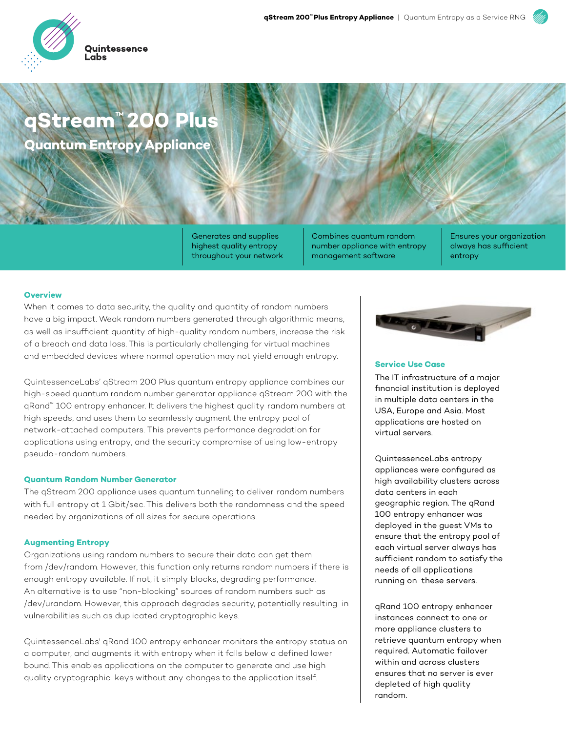# qStream™ 200 Plus

## Quantum Entropy Appliance

Generates and supplies highest quality entropy throughout your network

Combines quantum random number appliance with entropy management software

Ensures your organization always has sufficient entropy

### Overview

When it comes to data security, the quality and quantity of random numbers have a big impact. Weak random numbers generated through algorithmic means, as well as insufficient quantity of high-quality random numbers, increase the risk of a breach and data loss. This is particularly challenging for virtual machines and embedded devices where normal operation may not yield enough entropy.

QuintessenceLabs' qStream 200 Plus quantum entropy appliance combines our high-speed quantum random number generator appliance qStream 200 with the qRand™ 100 entropy enhancer. It delivers the highest quality random numbers at high speeds, and uses them to seamlessly augment the entropy pool of network-attached computers. This prevents performance degradation for applications using entropy, and the security compromise of using low-entropy pseudo-random numbers.

### Quantum Random Number Generator

The qStream 200 appliance uses quantum tunneling to deliver random numbers with full entropy at 1 Gbit/sec. This delivers both the randomness and the speed needed by organizations of all sizes for secure operations.

### Augmenting Entropy

Organizations using random numbers to secure their data can get them from /dev/random. However, this function only returns random numbers if there is enough entropy available. If not, it simply blocks, degrading performance. An alternative is to use "non-blocking" sources of random numbers such as /dev/urandom. However, this approach degrades security, potentially resulting in vulnerabilities such as duplicated cryptographic keys.

QuintessenceLabs' qRand 100 entropy enhancer monitors the entropy status on a computer, and augments it with entropy when it falls below a defined lower bound. This enables applications on the computer to generate and use high quality cryptographic keys without any changes to the application itself.

### Service Use Case

The IT infrastructure of a major financial institution is deployed in multiple data centers in the USA, Europe and Asia. Most applications are hosted on virtual servers.

QuintessenceLabs entropy appliances were configured as high availability clusters across data centers in each geographic region. The qRand 100 entropy enhancer was deployed in the guest VMs to ensure that the entropy pool of each virtual server always has sufficient random to satisfy the needs of all applications running on these servers.

qRand 100 entropy enhancer instances connect to one or more appliance clusters to retrieve quantum entropy when required. Automatic failover within and across clusters ensures that no server is ever depleted of high quality random.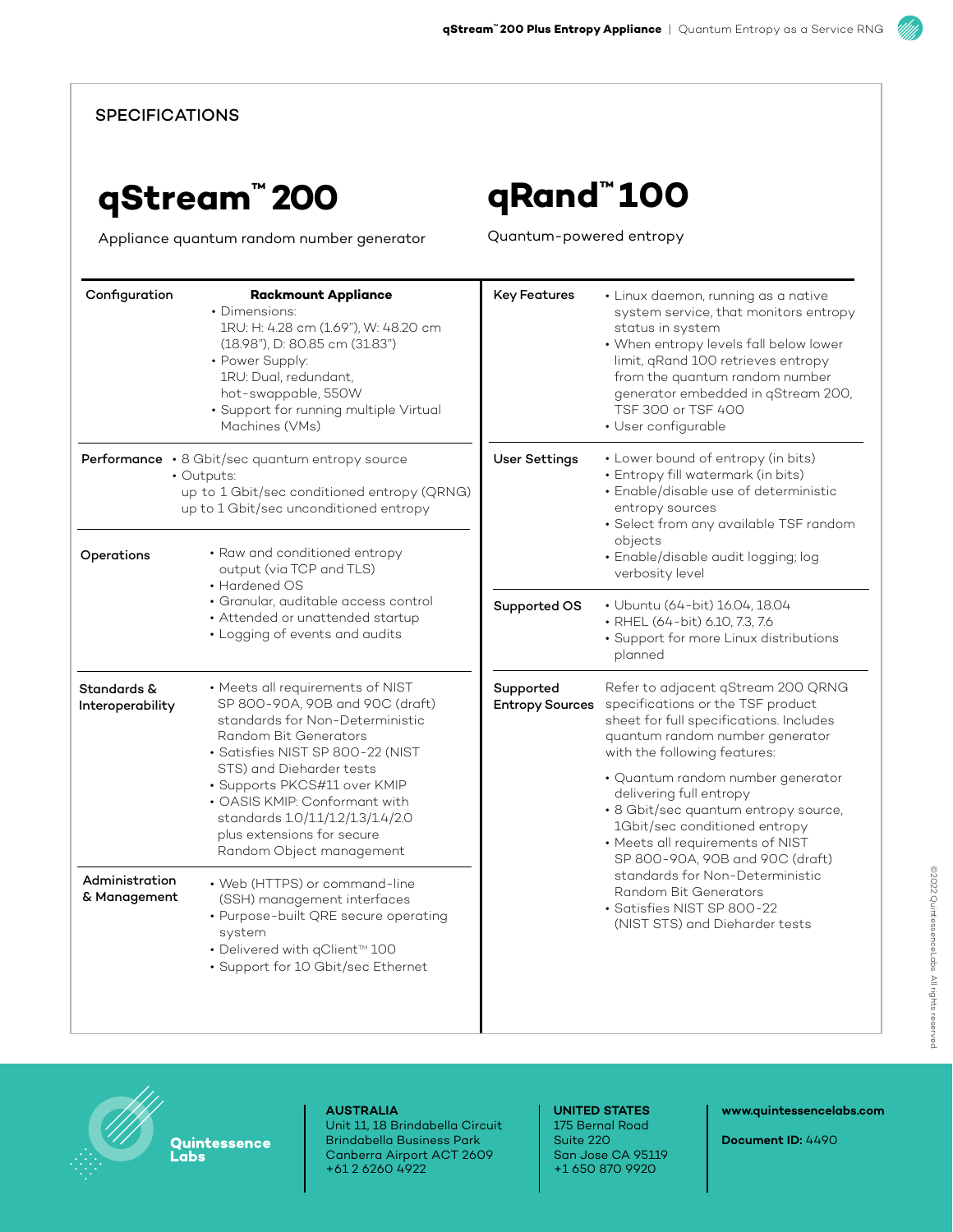## SPECIFICATIONS

# qStream™ 200

Appliance quantum random number generator

| | |
|---|---|
| Configuration | **Rackmount Appliance**<br>• Dimensions:<br>1RU: H: 4.28 cm (1.69"), W: 48.20 cm (18.98"), D: 80.85 cm (31.83")<br>• Power Supply:<br>1RU: Dual, redundant, hot-swappable, 550W<br>• Support for running multiple Virtual Machines (VMs) |
| Performance | • 8 Gbit/sec quantum entropy source<br>• Outputs:<br>up to 1 Gbit/sec conditioned entropy (QRNG)<br>up to 1 Gbit/sec unconditioned entropy |
| Operations | • Raw and conditioned entropy output (via TCP and TLS)<br>• Hardened OS<br>• Granular, auditable access control<br>• Attended or unattended startup<br>• Logging of events and audits |
| Standards & Interoperability | • Meets all requirements of NIST SP 800-90A, 90B and 90C (draft) standards for Non-Deterministic Random Bit Generators<br>• Satisfies NIST SP 800-22 (NIST STS) and Dieharder tests<br>• Supports PKCS#11 over KMIP<br>• OASIS KMIP: Conformant with standards 1.0/1.1/1.2/1.3/1.4/2.0 plus extensions for secure Random Object management |
| Administration & Management | • Web (HTTPS) or command-line (SSH) management interfaces<br>• Purpose-built QRE secure operating system<br>• Delivered with qClient™ 100<br>• Support for 10 Gbit/sec Ethernet |

# qRand™ 100

Quantum-powered entropy

| | |
|---|---|
| Key Features | • Linux daemon, running as a native system service, that monitors entropy status in system<br>• When entropy levels fall below lower limit, qRand 100 retrieves entropy from the quantum random number generator embedded in qStream 200, TSF 300 or TSF 400<br>• User configurable |
| User Settings | • Lower bound of entropy (in bits)<br>• Entropy fill watermark (in bits)<br>• Enable/disable use of deterministic entropy sources<br>• Select from any available TSF random objects<br>• Enable/disable audit logging; log verbosity level |
| Supported OS | • Ubuntu (64-bit) 16.04, 18.04<br>• RHEL (64-bit) 6.10, 7.3, 7.6<br>• Support for more Linux distributions planned |
| Supported Entropy Sources | Refer to adjacent qStream 200 QRNG specifications or the TSF product sheet for full specifications. Includes quantum random number generator with the following features:<br>• Quantum random number generator delivering full entropy<br>• 8 Gbit/sec quantum entropy source, 1Gbit/sec conditioned entropy<br>• Meets all requirements of NIST SP 800-90A, 90B and 90C (draft) standards for Non-Deterministic Random Bit Generators<br>• Satisfies NIST SP 800-22 (NIST STS) and Dieharder tests |

©2022 QuintessenceLabs All rights reserved

Quintessence Labs

**AUSTRALIA**
Unit 11, 18 Brindabella Circuit
Brindabella Business Park
Canberra Airport ACT 2609
+61 2 6260 4922

**UNITED STATES**
175 Bernal Road
Suite 220
San Jose CA 95119
+1 650 870 9920

**www.quintessencelabs.com**

**Document ID:** 4490